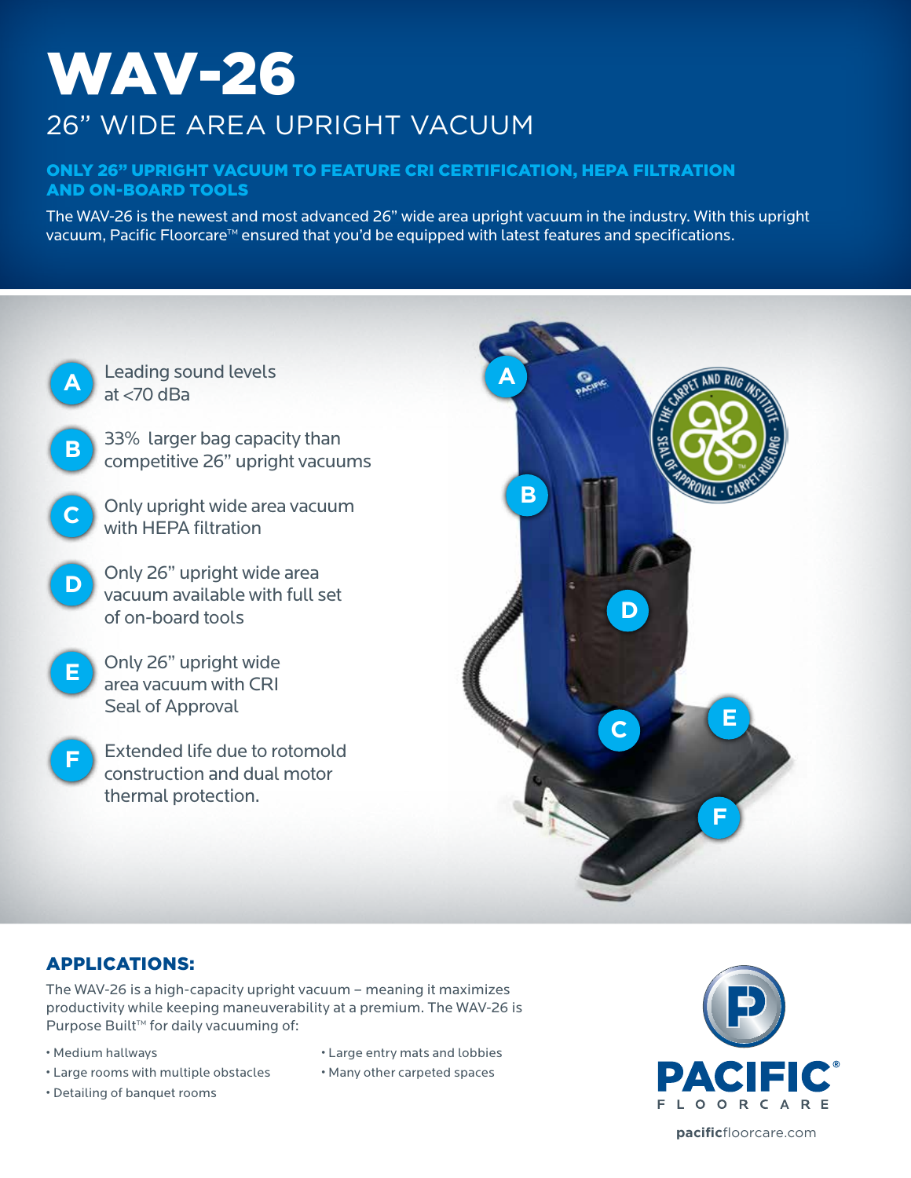# WAV-26

## 26" WIDE AREA UPRIGHT VACUUM

### ONLY 26" UPRIGHT VACUUM TO FEATURE CRI CERTIFICATION, HEPA FILTRATION AND ON-BOARD TOOLS

The WAV-26 is the newest and most advanced 26" wide area upright vacuum in the industry. With this upright vacuum, Pacific Floorcare™ ensured that you'd be equipped with latest features and specifications.

- **A** Leading sound levels at <70 dBa
- **B** 33% larger bag capacity than competitive 26" upright vacuums
- **C** Only upright wide area vacuum with HEPA filtration
- **D** Only 26" upright wide area vacuum available with full set of on-board tools
- **E** Only 26" upright wide area vacuum with CRI Seal of Approval
- **F** Extended life due to rotomold construction and dual motor thermal protection.

## APPLICATIONS:

The WAV-26 is a high-capacity upright vacuum – meaning it maximizes productivity while keeping maneuverability at a premium. The WAV-26 is Purpose Built™ for daily vacuuming of:

- Medium hallways
- Large rooms with multiple obstacles
- Detailing of banquet rooms
- Large entry mats and lobbies
- Many other carpeted spaces

PACIFIC® FLOORCARE

pacificfloorcare.com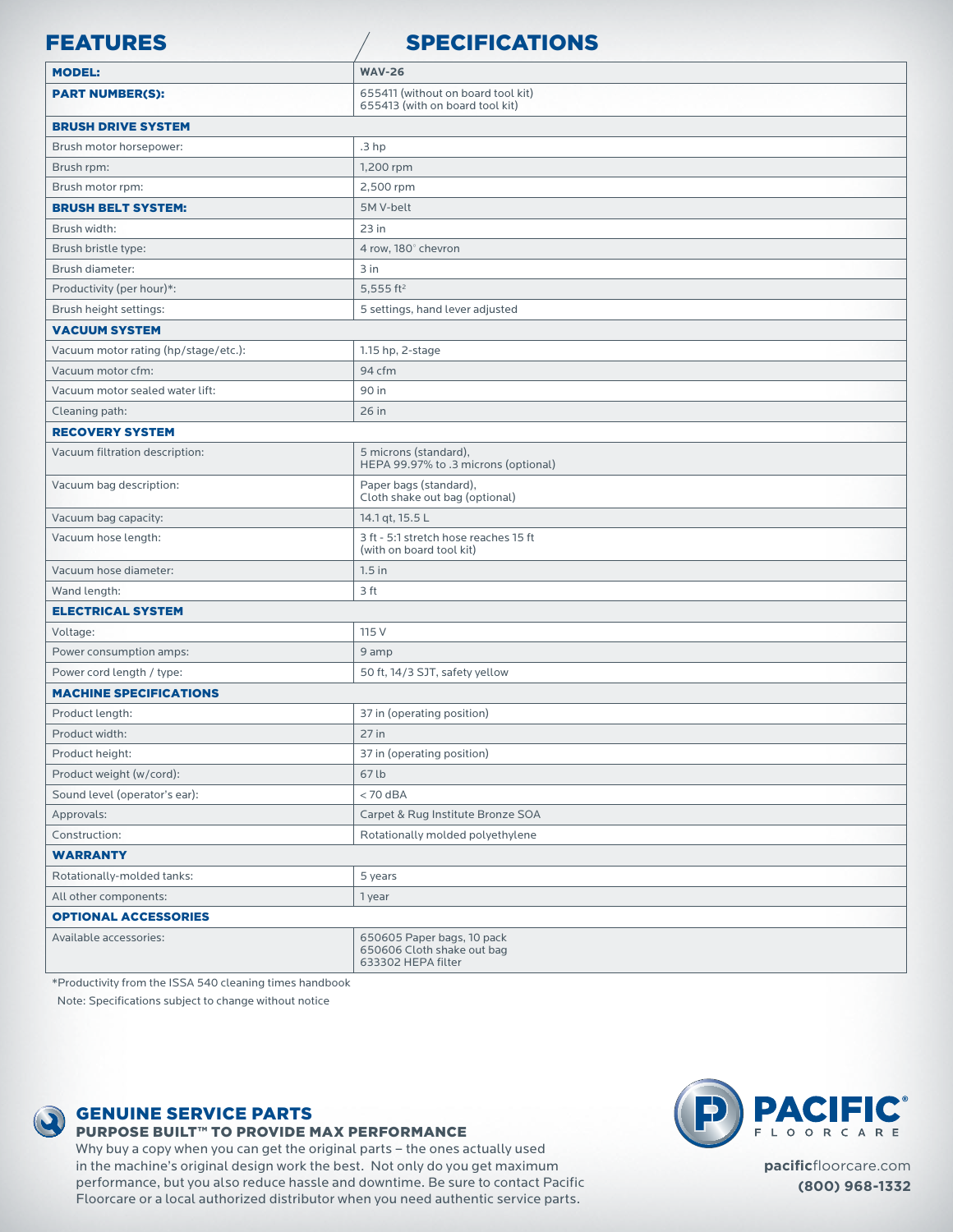## FEATURES / SPECIFICATIONS

| | |
|---|---|
| **MODEL:** | **WAV-26** |
| **PART NUMBER(S):** | 655411 (without on board tool kit)<br>655413 (with on board tool kit) |
| **BRUSH DRIVE SYSTEM** | |
| Brush motor horsepower: | .3 hp |
| Brush rpm: | 1,200 rpm |
| Brush motor rpm: | 2,500 rpm |
| **BRUSH BELT SYSTEM:** | 5M V-belt |
| Brush width: | 23 in |
| Brush bristle type: | 4 row, 180° chevron |
| Brush diameter: | 3 in |
| Productivity (per hour)*: | 5,555 $ft^2$ |
| Brush height settings: | 5 settings, hand lever adjusted |
| **VACUUM SYSTEM** | |
| Vacuum motor rating (hp/stage/etc.): | 1.15 hp, 2-stage |
| Vacuum motor cfm: | 94 cfm |
| Vacuum motor sealed water lift: | 90 in |
| Cleaning path: | 26 in |
| **RECOVERY SYSTEM** | |
| Vacuum filtration description: | 5 microns (standard),<br>HEPA 99.97% to .3 microns (optional) |
| Vacuum bag description: | Paper bags (standard),<br>Cloth shake out bag (optional) |
| Vacuum bag capacity: | 14.1 qt, 15.5 L |
| Vacuum hose length: | 3 ft - 5:1 stretch hose reaches 15 ft<br>(with on board tool kit) |
| Vacuum hose diameter: | 1.5 in |
| Wand length: | 3 ft |
| **ELECTRICAL SYSTEM** | |
| Voltage: | 115 V |
| Power consumption amps: | 9 amp |
| Power cord length / type: | 50 ft, 14/3 SJT, safety yellow |
| **MACHINE SPECIFICATIONS** | |
| Product length: | 37 in (operating position) |
| Product width: | 27 in |
| Product height: | 37 in (operating position) |
| Product weight (w/cord): | 67 lb |
| Sound level (operator's ear): | < 70 dBA |
| Approvals: | Carpet & Rug Institute Bronze SOA |
| Construction: | Rotationally molded polyethylene |
| **WARRANTY** | |
| Rotationally-molded tanks: | 5 years |
| All other components: | 1 year |
| **OPTIONAL ACCESSORIES** | |
| Available accessories: | 650605 Paper bags, 10 pack<br>650606 Cloth shake out bag<br>633302 HEPA filter |

*Productivity from the ISSA 540 cleaning times handbook

Note: Specifications subject to change without notice

### GENUINE SERVICE PARTS

**PURPOSE BUILT™ TO PROVIDE MAX PERFORMANCE**

Why buy a copy when you can get the original parts – the ones actually used in the machine's original design work the best. Not only do you get maximum performance, but you also reduce hassle and downtime. Be sure to contact Pacific Floorcare or a local authorized distributor when you need authentic service parts.

PACIFIC® FLOORCARE

pacificfloorcare.com

(800) 968-1332